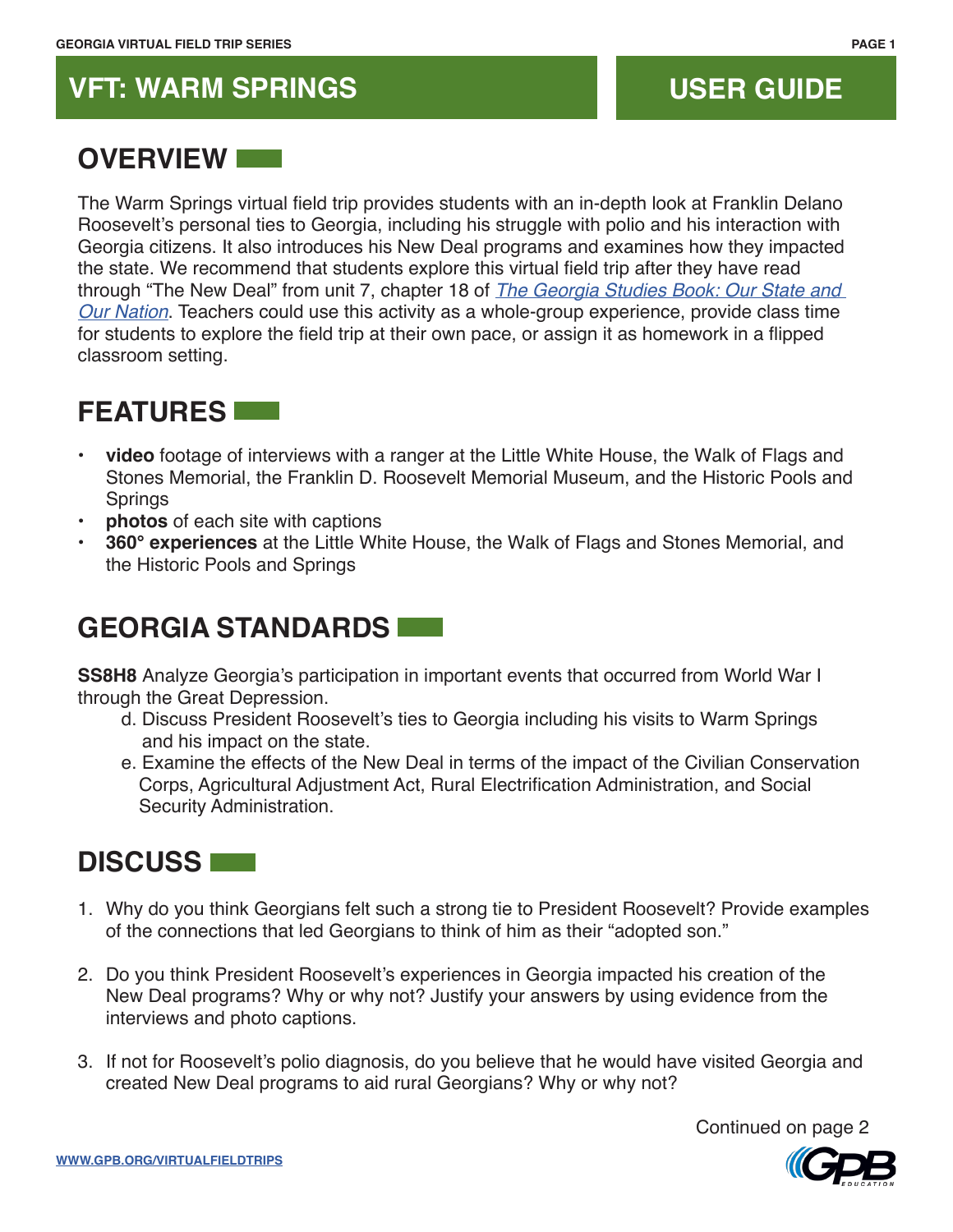# VFT: WARM SPRINGS

# USER GUIDE

## OVERVIEW

The Warm Springs virtual field trip provides students with an in-depth look at Franklin Delano Roosevelt's personal ties to Georgia, including his struggle with polio and his interaction with Georgia citizens. It also introduces his New Deal programs and examines how they impacted the state. We recommend that students explore this virtual field trip after they have read through "The New Deal" from unit 7, chapter 18 of *The Georgia Studies Book: Our State and Our Nation*. Teachers could use this activity as a whole-group experience, provide class time for students to explore the field trip at their own pace, or assign it as homework in a flipped classroom setting.

## FEATURES

- **video** footage of interviews with a ranger at the Little White House, the Walk of Flags and Stones Memorial, the Franklin D. Roosevelt Memorial Museum, and the Historic Pools and Springs
- **photos** of each site with captions
- **360° experiences** at the Little White House, the Walk of Flags and Stones Memorial, and the Historic Pools and Springs

## GEORGIA STANDARDS

**SS8H8** Analyze Georgia's participation in important events that occurred from World War I through the Great Depression.

d. Discuss President Roosevelt's ties to Georgia including his visits to Warm Springs and his impact on the state.

e. Examine the effects of the New Deal in terms of the impact of the Civilian Conservation Corps, Agricultural Adjustment Act, Rural Electrification Administration, and Social Security Administration.

## DISCUSS

1. Why do you think Georgians felt such a strong tie to President Roosevelt? Provide examples of the connections that led Georgians to think of him as their "adopted son."

2. Do you think President Roosevelt's experiences in Georgia impacted his creation of the New Deal programs? Why or why not? Justify your answers by using evidence from the interviews and photo captions.

3. If not for Roosevelt's polio diagnosis, do you believe that he would have visited Georgia and created New Deal programs to aid rural Georgians? Why or why not?

Continued on page 2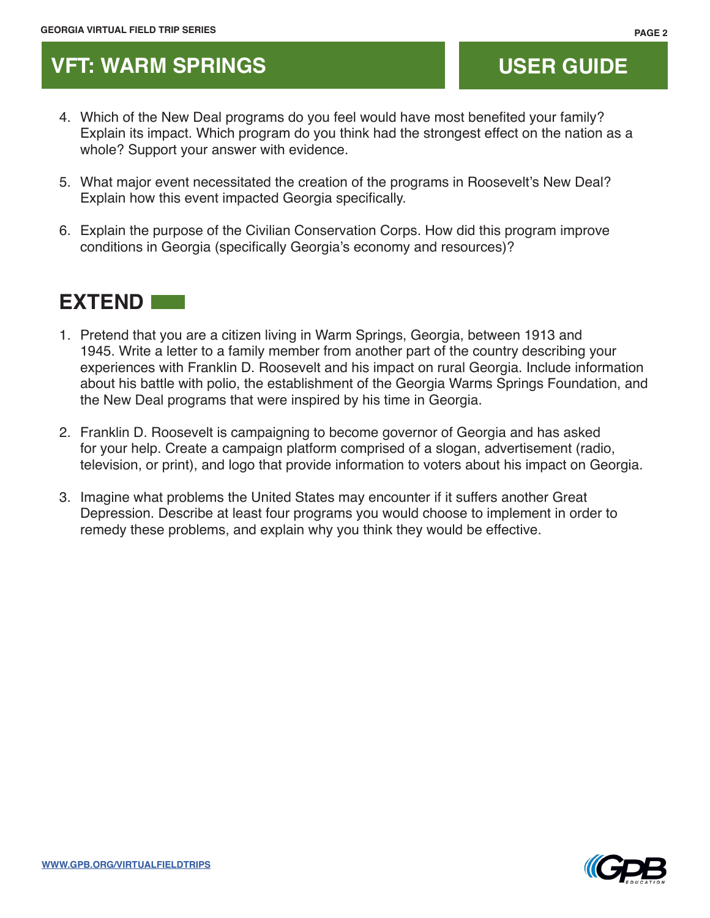4. Which of the New Deal programs do you feel would have most benefited your family? Explain its impact. Which program do you think had the strongest effect on the nation as a whole? Support your answer with evidence.

5. What major event necessitated the creation of the programs in Roosevelt's New Deal? Explain how this event impacted Georgia specifically.

6. Explain the purpose of the Civilian Conservation Corps. How did this program improve conditions in Georgia (specifically Georgia's economy and resources)?

## EXTEND

1. Pretend that you are a citizen living in Warm Springs, Georgia, between 1913 and 1945. Write a letter to a family member from another part of the country describing your experiences with Franklin D. Roosevelt and his impact on rural Georgia. Include information about his battle with polio, the establishment of the Georgia Warms Springs Foundation, and the New Deal programs that were inspired by his time in Georgia.

2. Franklin D. Roosevelt is campaigning to become governor of Georgia and has asked for your help. Create a campaign platform comprised of a slogan, advertisement (radio, television, or print), and logo that provide information to voters about his impact on Georgia.

3. Imagine what problems the United States may encounter if it suffers another Great Depression. Describe at least four programs you would choose to implement in order to remedy these problems, and explain why you think they would be effective.